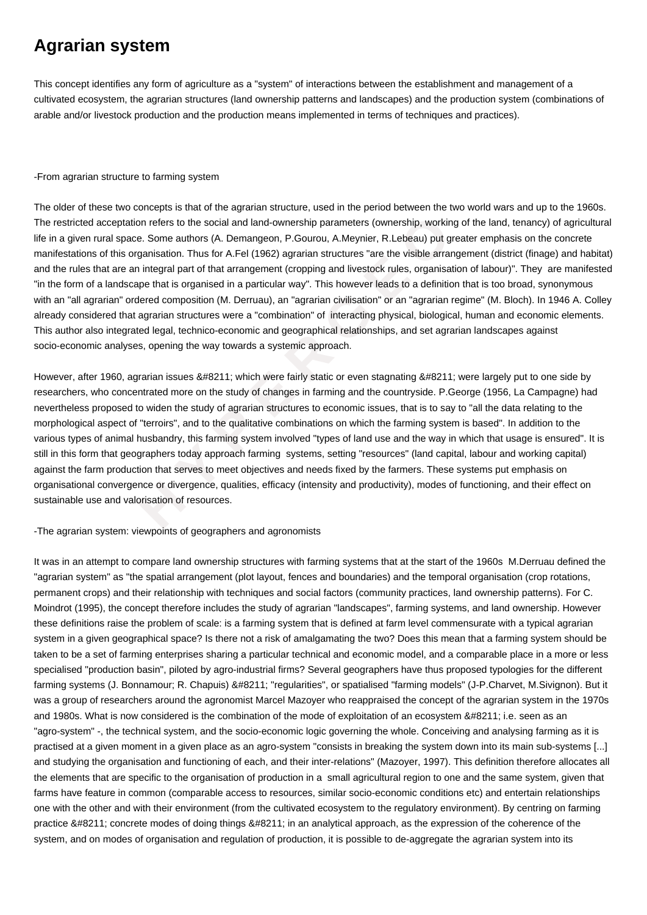# Agrarian system

This concept identifies any form of agriculture as a "system" of interactions between the establishment and management of a cultivated ecosystem, the agrarian structures (land ownership patterns and landscapes) and the production system (combinations of arable and/or livestock production and the production means implemented in terms of techniques and practices).

-From agrarian structure to farming system

The older of these two concepts is that of the agrarian structure, used in the period between the two world wars and up to the 1960s. The restricted acceptation refers to the social and land-ownership parameters (ownership, working of the land, tenancy) of agricultural life in a given rural space. Some authors (A. Demangeon, P.Gourou, A.Meynier, R.Lebeau) put greater emphasis on the concrete manifestations of this organisation. Thus for A.Fel (1962) agrarian structures "are the visible arrangement (district (finage) and habitat) and the rules that are an integral part of that arrangement (cropping and livestock rules, organisation of labour)". They are manifested "in the form of a landscape that is organised in a particular way". This however leads to a definition that is too broad, synonymous with an "all agrarian" ordered composition (M. Derruau), an "agrarian civilisation" or an "agrarian regime" (M. Bloch). In 1946 A. Colley already considered that agrarian structures were a "combination" of interacting physical, biological, human and economic elements. This author also integrated legal, technico-economic and geographical relationships, and set agrarian landscapes against socio-economic analyses, opening the way towards a systemic approach.

However, after 1960, agrarian issues &#8211; which were fairly static or even stagnating &#8211; were largely put to one side by researchers, who concentrated more on the study of changes in farming and the countryside. P.George (1956, La Campagne) had nevertheless proposed to widen the study of agrarian structures to economic issues, that is to say to "all the data relating to the morphological aspect of "terroirs", and to the qualitative combinations on which the farming system is based". In addition to the various types of animal husbandry, this farming system involved "types of land use and the way in which that usage is ensured". It is still in this form that geographers today approach farming systems, setting "resources" (land capital, labour and working capital) against the farm production that serves to meet objectives and needs fixed by the farmers. These systems put emphasis on organisational convergence or divergence, qualities, efficacy (intensity and productivity), modes of functioning, and their effect on sustainable use and valorisation of resources.

-The agrarian system: viewpoints of geographers and agronomists

It was in an attempt to compare land ownership structures with farming systems that at the start of the 1960s M.Derruau defined the "agrarian system" as "the spatial arrangement (plot layout, fences and boundaries) and the temporal organisation (crop rotations, permanent crops) and their relationship with techniques and social factors (community practices, land ownership patterns). For C. Moindrot (1995), the concept therefore includes the study of agrarian "landscapes", farming systems, and land ownership. However these definitions raise the problem of scale: is a farming system that is defined at farm level commensurate with a typical agrarian system in a given geographical space? Is there not a risk of amalgamating the two? Does this mean that a farming system should be taken to be a set of farming enterprises sharing a particular technical and economic model, and a comparable place in a more or less specialised "production basin", piloted by agro-industrial firms? Several geographers have thus proposed typologies for the different farming systems (J. Bonnamour; R. Chapuis) &#8211; "regularities", or spatialised "farming models" (J-P.Charvet, M.Sivignon). But it was a group of researchers around the agronomist Marcel Mazoyer who reappraised the concept of the agrarian system in the 1970s and 1980s. What is now considered is the combination of the mode of exploitation of an ecosystem &#8211; i.e. seen as an "agro-system" -, the technical system, and the socio-economic logic governing the whole. Conceiving and analysing farming as it is practised at a given moment in a given place as an agro-system "consists in breaking the system down into its main sub-systems [...] and studying the organisation and functioning of each, and their inter-relations" (Mazoyer, 1997). This definition therefore allocates all the elements that are specific to the organisation of production in a small agricultural region to one and the same system, given that farms have feature in common (comparable access to resources, similar socio-economic conditions etc) and entertain relationships one with the other and with their environment (from the cultivated ecosystem to the regulatory environment). By centring on farming practice &#8211; concrete modes of doing things &#8211; in an analytical approach, as the expression of the coherence of the system, and on modes of organisation and regulation of production, it is possible to de-aggregate the agrarian system into its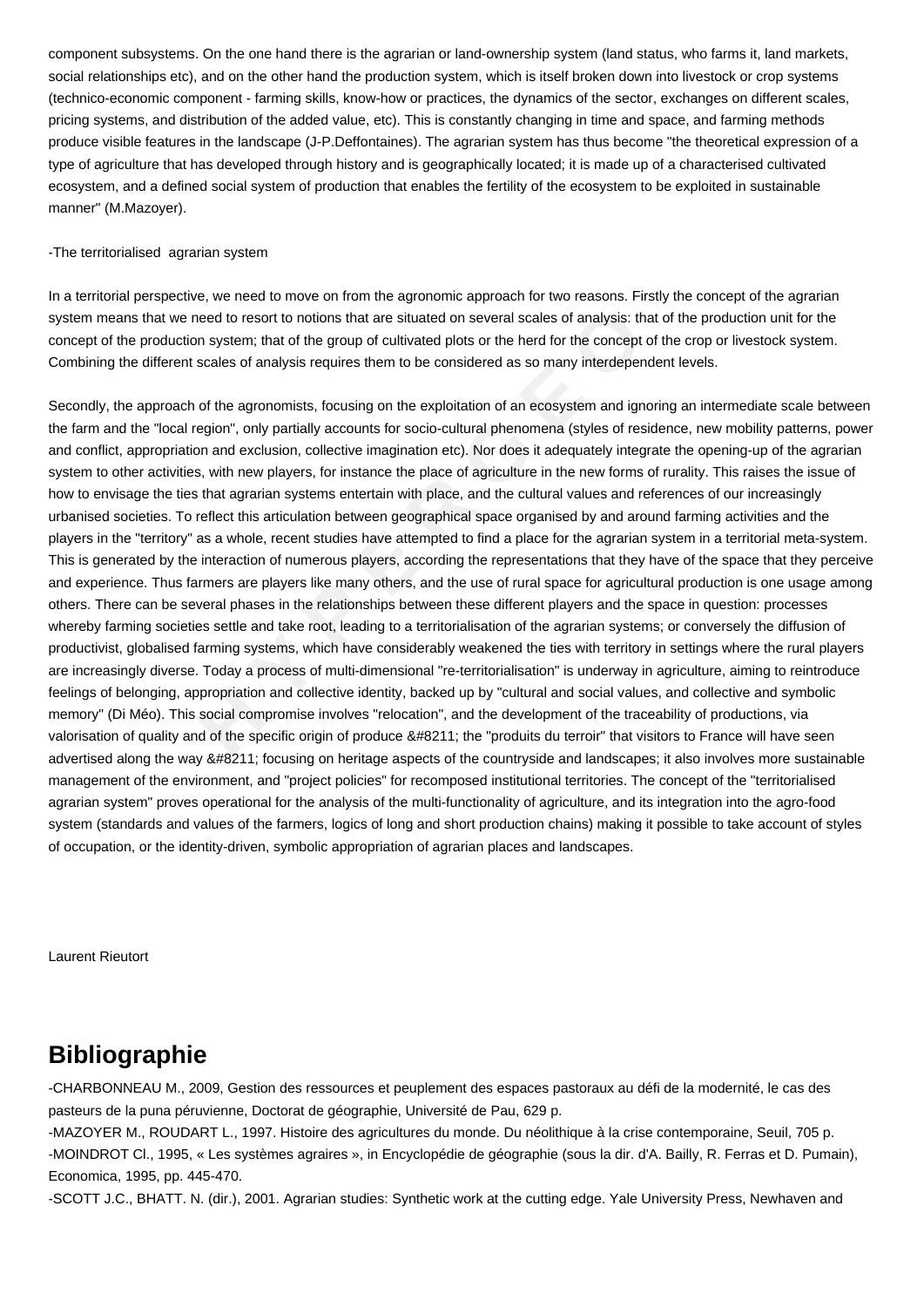component subsystems. On the one hand there is the agrarian or land-ownership system (land status, who farms it, land markets, social relationships etc), and on the other hand the production system, which is itself broken down into livestock or crop systems (technico-economic component - farming skills, know-how or practices, the dynamics of the sector, exchanges on different scales, pricing systems, and distribution of the added value, etc). This is constantly changing in time and space, and farming methods produce visible features in the landscape (J-P.Deffontaines). The agrarian system has thus become "the theoretical expression of a type of agriculture that has developed through history and is geographically located; it is made up of a characterised cultivated ecosystem, and a defined social system of production that enables the fertility of the ecosystem to be exploited in sustainable manner" (M.Mazoyer).

-The territorialised agrarian system

In a territorial perspective, we need to move on from the agronomic approach for two reasons. Firstly the concept of the agrarian system means that we need to resort to notions that are situated on several scales of analysis: that of the production unit for the concept of the production system; that of the group of cultivated plots or the herd for the concept of the crop or livestock system. Combining the different scales of analysis requires them to be considered as so many interdependent levels.

Secondly, the approach of the agronomists, focusing on the exploitation of an ecosystem and ignoring an intermediate scale between the farm and the "local region", only partially accounts for socio-cultural phenomena (styles of residence, new mobility patterns, power and conflict, appropriation and exclusion, collective imagination etc). Nor does it adequately integrate the opening-up of the agrarian system to other activities, with new players, for instance the place of agriculture in the new forms of rurality. This raises the issue of how to envisage the ties that agrarian systems entertain with place, and the cultural values and references of our increasingly urbanised societies. To reflect this articulation between geographical space organised by and around farming activities and the players in the "territory" as a whole, recent studies have attempted to find a place for the agrarian system in a territorial meta-system. This is generated by the interaction of numerous players, according the representations that they have of the space that they perceive and experience. Thus farmers are players like many others, and the use of rural space for agricultural production is one usage among others. There can be several phases in the relationships between these different players and the space in question: processes whereby farming societies settle and take root, leading to a territorialisation of the agrarian systems; or conversely the diffusion of productivist, globalised farming systems, which have considerably weakened the ties with territory in settings where the rural players are increasingly diverse. Today a process of multi-dimensional "re-territorialisation" is underway in agriculture, aiming to reintroduce feelings of belonging, appropriation and collective identity, backed up by "cultural and social values, and collective and symbolic memory" (Di Méo). This social compromise involves "relocation", and the development of the traceability of productions, via valorisation of quality and of the specific origin of produce &#8211; the "produits du terroir" that visitors to France will have seen advertised along the way &#8211; focusing on heritage aspects of the countryside and landscapes; it also involves more sustainable management of the environment, and "project policies" for recomposed institutional territories. The concept of the "territorialised agrarian system" proves operational for the analysis of the multi-functionality of agriculture, and its integration into the agro-food system (standards and values of the farmers, logics of long and short production chains) making it possible to take account of styles of occupation, or the identity-driven, symbolic appropriation of agrarian places and landscapes.

Laurent Rieutort

## Bibliographie

-CHARBONNEAU M., 2009, Gestion des ressources et peuplement des espaces pastoraux au défi de la modernité, le cas des pasteurs de la puna péruvienne, Doctorat de géographie, Université de Pau, 629 p.
-MAZOYER M., ROUDART L., 1997. Histoire des agricultures du monde. Du néolithique à la crise contemporaine, Seuil, 705 p.
-MOINDROT Cl., 1995, « Les systèmes agraires », in Encyclopédie de géographie (sous la dir. d'A. Bailly, R. Ferras et D. Pumain), Economica, 1995, pp. 445-470.
-SCOTT J.C., BHATT. N. (dir.), 2001. Agrarian studies: Synthetic work at the cutting edge. Yale University Press, Newhaven and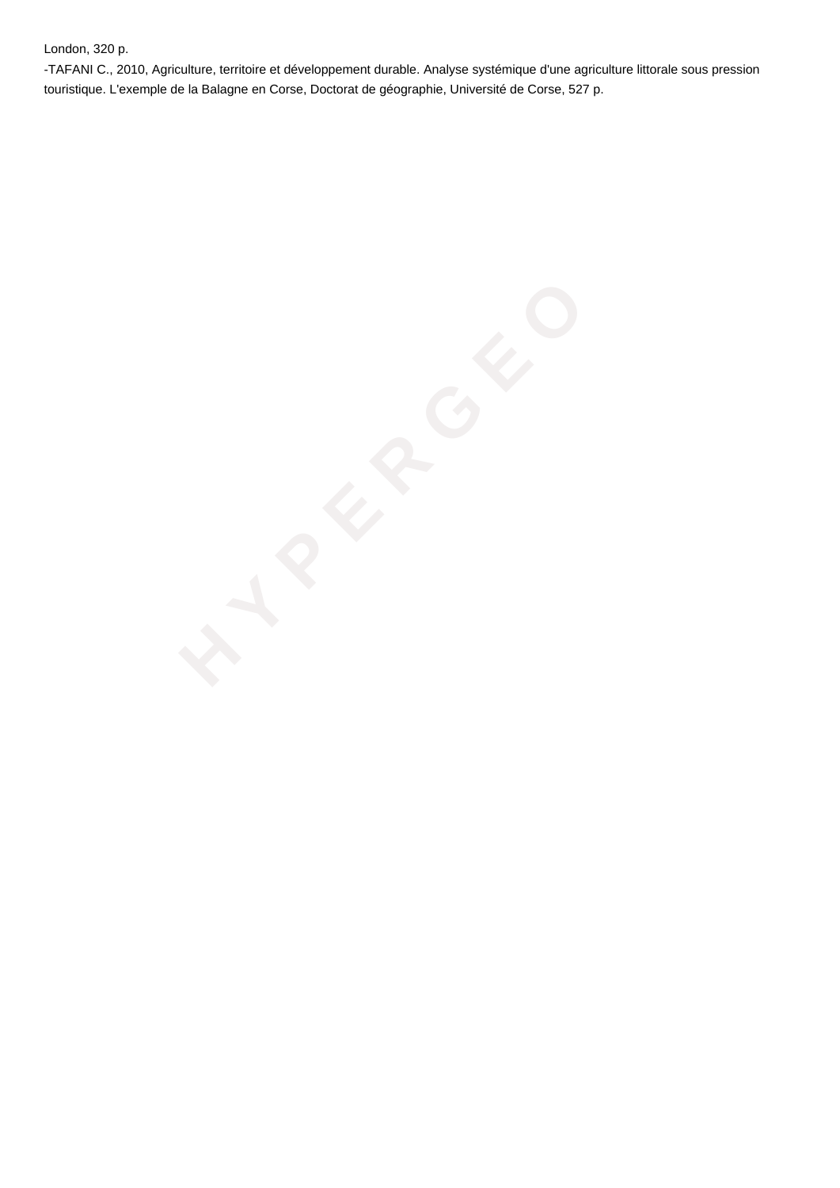London, 320 p.

-TAFANI C., 2010, Agriculture, territoire et développement durable. Analyse systémique d'une agriculture littorale sous pression touristique. L'exemple de la Balagne en Corse, Doctorat de géographie, Université de Corse, 527 p.